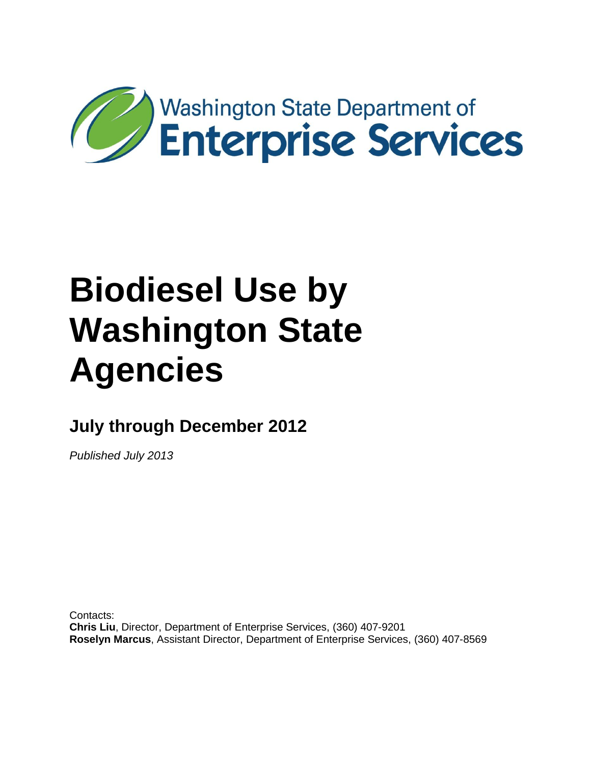Washington State Department of
Enterprise Services

# Biodiesel Use by Washington State Agencies

## July through December 2012

*Published July 2013*

Contacts:
**Chris Liu**, Director, Department of Enterprise Services, (360) 407-9201
**Roselyn Marcus**, Assistant Director, Department of Enterprise Services, (360) 407-8569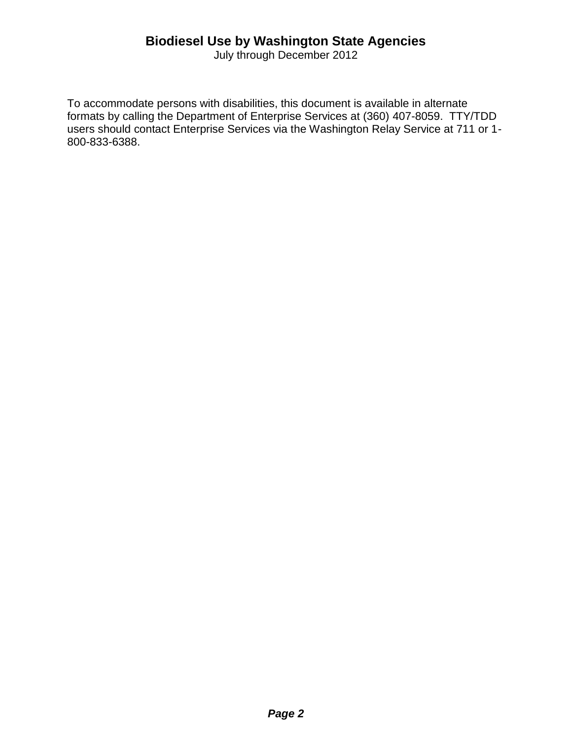# Biodiesel Use by Washington State Agencies

July through December 2012

To accommodate persons with disabilities, this document is available in alternate formats by calling the Department of Enterprise Services at (360) 407-8059. TTY/TDD users should contact Enterprise Services via the Washington Relay Service at 711 or 1-800-833-6388.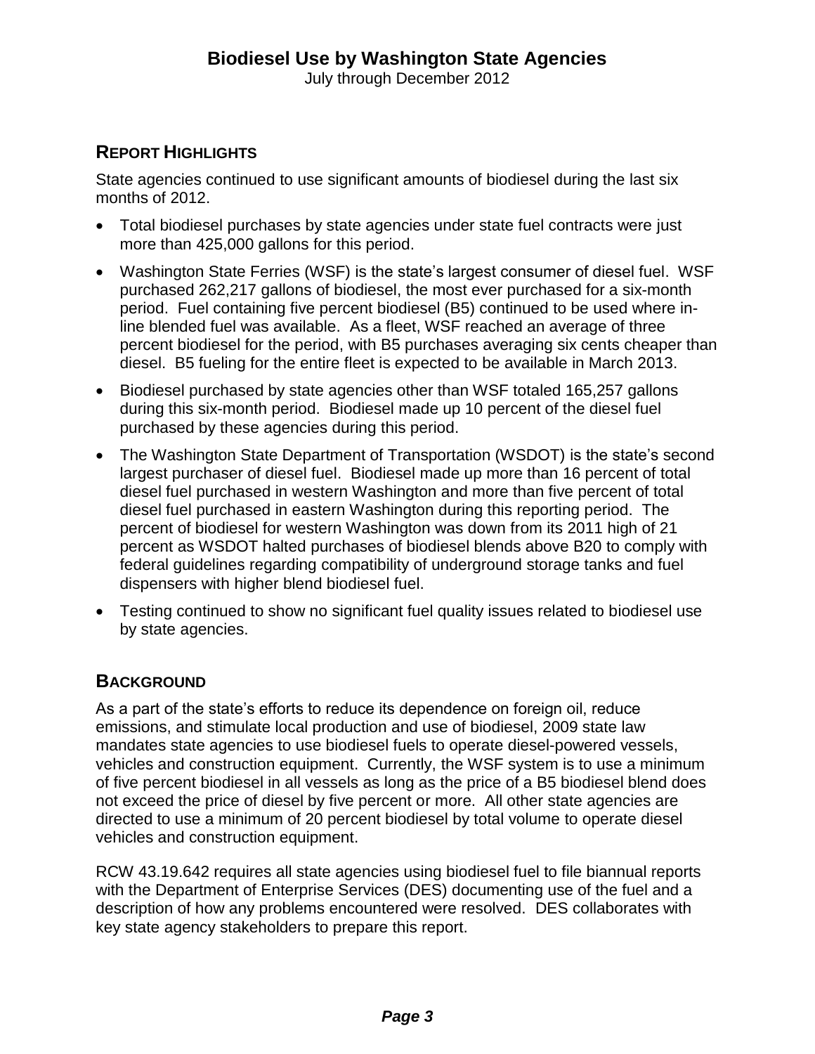# Biodiesel Use by Washington State Agencies

July through December 2012

## Report Highlights

State agencies continued to use significant amounts of biodiesel during the last six months of 2012.

- Total biodiesel purchases by state agencies under state fuel contracts were just more than 425,000 gallons for this period.
- Washington State Ferries (WSF) is the state's largest consumer of diesel fuel. WSF purchased 262,217 gallons of biodiesel, the most ever purchased for a six-month period. Fuel containing five percent biodiesel (B5) continued to be used where in-line blended fuel was available. As a fleet, WSF reached an average of three percent biodiesel for the period, with B5 purchases averaging six cents cheaper than diesel. B5 fueling for the entire fleet is expected to be available in March 2013.
- Biodiesel purchased by state agencies other than WSF totaled 165,257 gallons during this six-month period. Biodiesel made up 10 percent of the diesel fuel purchased by these agencies during this period.
- The Washington State Department of Transportation (WSDOT) is the state's second largest purchaser of diesel fuel. Biodiesel made up more than 16 percent of total diesel fuel purchased in western Washington and more than five percent of total diesel fuel purchased in eastern Washington during this reporting period. The percent of biodiesel for western Washington was down from its 2011 high of 21 percent as WSDOT halted purchases of biodiesel blends above B20 to comply with federal guidelines regarding compatibility of underground storage tanks and fuel dispensers with higher blend biodiesel fuel.
- Testing continued to show no significant fuel quality issues related to biodiesel use by state agencies.

## Background

As a part of the state's efforts to reduce its dependence on foreign oil, reduce emissions, and stimulate local production and use of biodiesel, 2009 state law mandates state agencies to use biodiesel fuels to operate diesel-powered vessels, vehicles and construction equipment. Currently, the WSF system is to use a minimum of five percent biodiesel in all vessels as long as the price of a B5 biodiesel blend does not exceed the price of diesel by five percent or more. All other state agencies are directed to use a minimum of 20 percent biodiesel by total volume to operate diesel vehicles and construction equipment.

RCW 43.19.642 requires all state agencies using biodiesel fuel to file biannual reports with the Department of Enterprise Services (DES) documenting use of the fuel and a description of how any problems encountered were resolved. DES collaborates with key state agency stakeholders to prepare this report.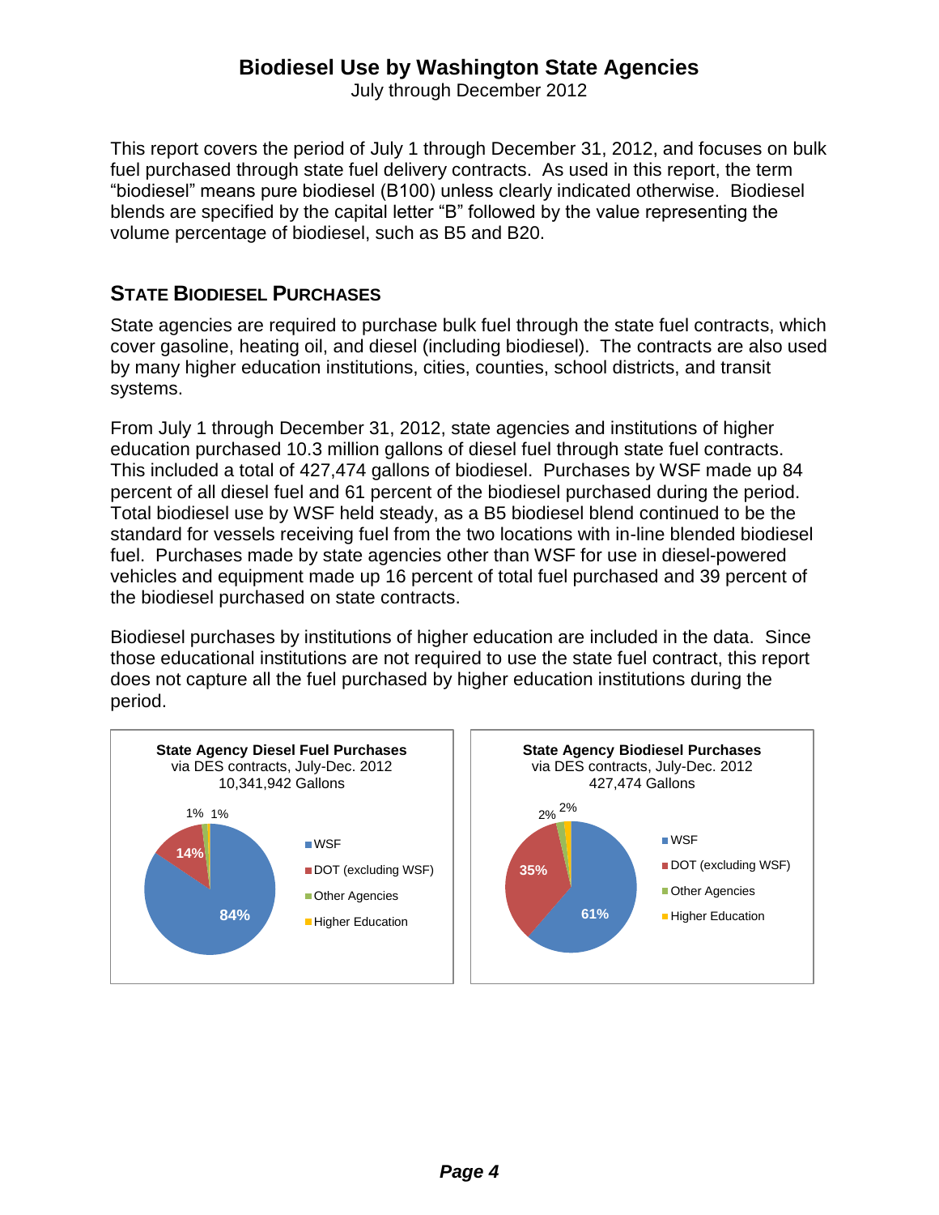# Biodiesel Use by Washington State Agencies

July through December 2012

This report covers the period of July 1 through December 31, 2012, and focuses on bulk fuel purchased through state fuel delivery contracts. As used in this report, the term "biodiesel" means pure biodiesel (B100) unless clearly indicated otherwise. Biodiesel blends are specified by the capital letter "B" followed by the value representing the volume percentage of biodiesel, such as B5 and B20.

## STATE BIODIESEL PURCHASES

State agencies are required to purchase bulk fuel through the state fuel contracts, which cover gasoline, heating oil, and diesel (including biodiesel). The contracts are also used by many higher education institutions, cities, counties, school districts, and transit systems.

From July 1 through December 31, 2012, state agencies and institutions of higher education purchased 10.3 million gallons of diesel fuel through state fuel contracts. This included a total of 427,474 gallons of biodiesel. Purchases by WSF made up 84 percent of all diesel fuel and 61 percent of the biodiesel purchased during the period. Total biodiesel use by WSF held steady, as a B5 biodiesel blend continued to be the standard for vessels receiving fuel from the two locations with in-line blended biodiesel fuel. Purchases made by state agencies other than WSF for use in diesel-powered vehicles and equipment made up 16 percent of total fuel purchased and 39 percent of the biodiesel purchased on state contracts.

Biodiesel purchases by institutions of higher education are included in the data. Since those educational institutions are not required to use the state fuel contract, this report does not capture all the fuel purchased by higher education institutions during the period.

**State Agency Diesel Fuel Purchases**
via DES contracts, July-Dec. 2012
10,341,942 Gallons

| Category | Share |
|---|---|
| WSF | 84% |
| DOT (excluding WSF) | 14% |
| Other Agencies | 1% |
| Higher Education | 1% |

**State Agency Biodiesel Purchases**
via DES contracts, July-Dec. 2012
427,474 Gallons

| Category | Share |
|---|---|
| WSF | 61% |
| DOT (excluding WSF) | 35% |
| Other Agencies | 2% |
| Higher Education | 2% |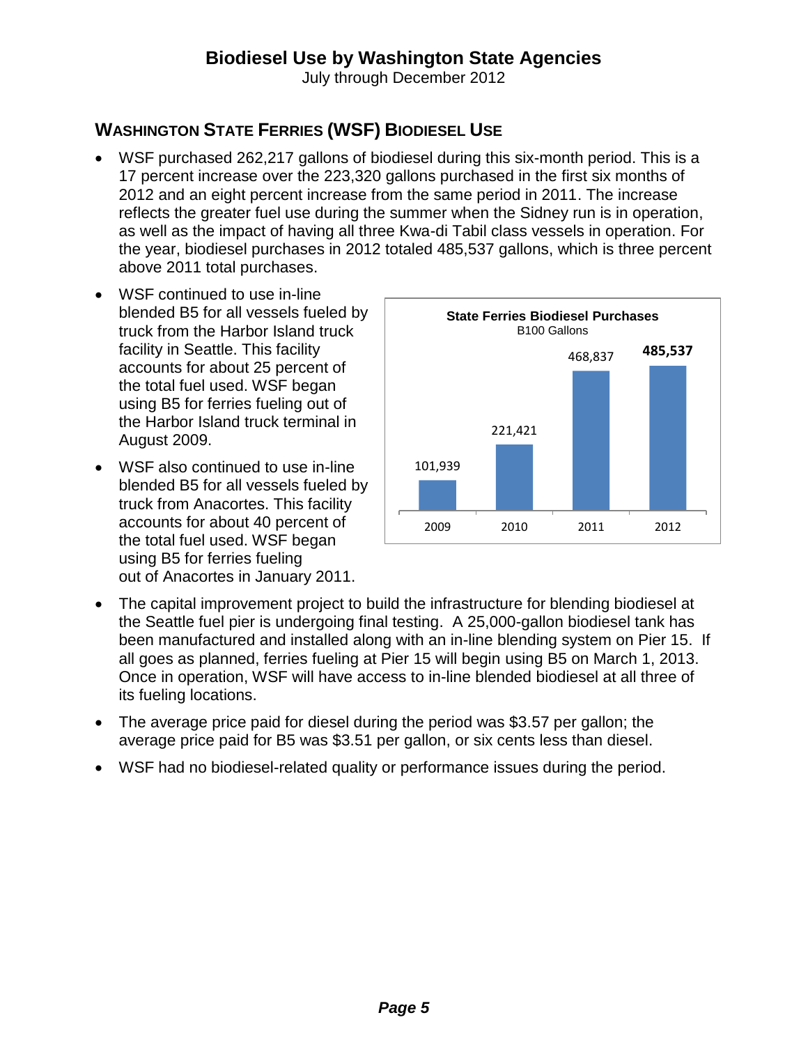# Biodiesel Use by Washington State Agencies

July through December 2012

## WASHINGTON STATE FERRIES (WSF) BIODIESEL USE

- WSF purchased 262,217 gallons of biodiesel during this six-month period. This is a 17 percent increase over the 223,320 gallons purchased in the first six months of 2012 and an eight percent increase from the same period in 2011. The increase reflects the greater fuel use during the summer when the Sidney run is in operation, as well as the impact of having all three Kwa-di Tabil class vessels in operation. For the year, biodiesel purchases in 2012 totaled 485,537 gallons, which is three percent above 2011 total purchases.
- WSF continued to use in-line blended B5 for all vessels fueled by truck from the Harbor Island truck facility in Seattle. This facility accounts for about 25 percent of the total fuel used. WSF began using B5 for ferries fueling out of the Harbor Island truck terminal in August 2009.
- WSF also continued to use in-line blended B5 for all vessels fueled by truck from Anacortes. This facility accounts for about 40 percent of the total fuel used. WSF began using B5 for ferries fueling out of Anacortes in January 2011.

**State Ferries Biodiesel Purchases**
B100 Gallons

| Year | Gallons |
|---|---|
| 2009 | 101,939 |
| 2010 | 221,421 |
| 2011 | 468,837 |
| 2012 | **485,537** |

- The capital improvement project to build the infrastructure for blending biodiesel at the Seattle fuel pier is undergoing final testing. A 25,000-gallon biodiesel tank has been manufactured and installed along with an in-line blending system on Pier 15. If all goes as planned, ferries fueling at Pier 15 will begin using B5 on March 1, 2013. Once in operation, WSF will have access to in-line blended biodiesel at all three of its fueling locations.
- The average price paid for diesel during the period was $3.57 per gallon; the average price paid for B5 was $3.51 per gallon, or six cents less than diesel.
- WSF had no biodiesel-related quality or performance issues during the period.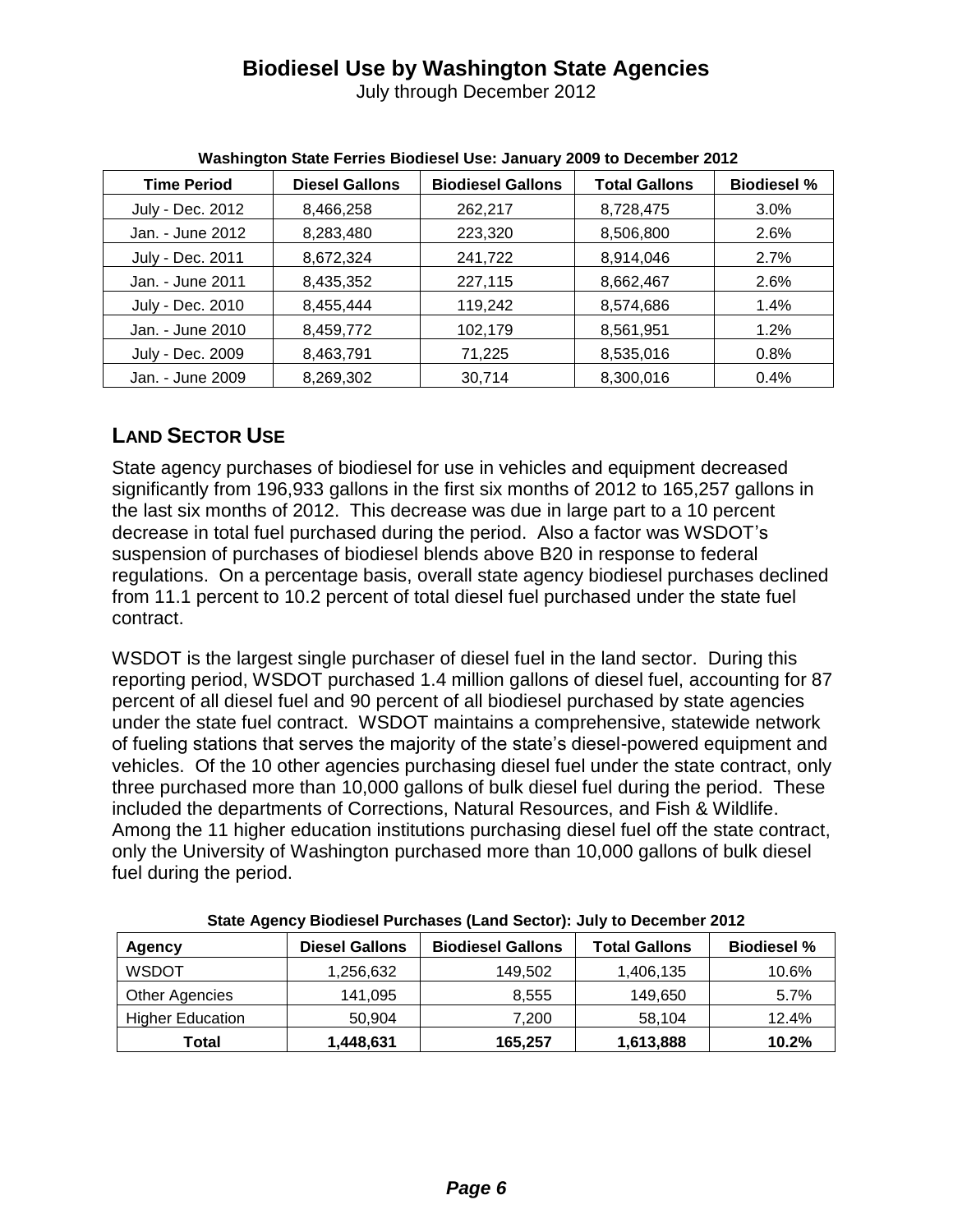# Biodiesel Use by Washington State Agencies

July through December 2012

**Washington State Ferries Biodiesel Use: January 2009 to December 2012**

| Time Period | Diesel Gallons | Biodiesel Gallons | Total Gallons | Biodiesel % |
|---|---|---|---|---|
| July - Dec. 2012 | 8,466,258 | 262,217 | 8,728,475 | 3.0% |
| Jan. - June 2012 | 8,283,480 | 223,320 | 8,506,800 | 2.6% |
| July - Dec. 2011 | 8,672,324 | 241,722 | 8,914,046 | 2.7% |
| Jan. - June 2011 | 8,435,352 | 227,115 | 8,662,467 | 2.6% |
| July - Dec. 2010 | 8,455,444 | 119,242 | 8,574,686 | 1.4% |
| Jan. - June 2010 | 8,459,772 | 102,179 | 8,561,951 | 1.2% |
| July - Dec. 2009 | 8,463,791 | 71,225 | 8,535,016 | 0.8% |
| Jan. - June 2009 | 8,269,302 | 30,714 | 8,300,016 | 0.4% |

## LAND SECTOR USE

State agency purchases of biodiesel for use in vehicles and equipment decreased significantly from 196,933 gallons in the first six months of 2012 to 165,257 gallons in the last six months of 2012. This decrease was due in large part to a 10 percent decrease in total fuel purchased during the period. Also a factor was WSDOT's suspension of purchases of biodiesel blends above B20 in response to federal regulations. On a percentage basis, overall state agency biodiesel purchases declined from 11.1 percent to 10.2 percent of total diesel fuel purchased under the state fuel contract.

WSDOT is the largest single purchaser of diesel fuel in the land sector. During this reporting period, WSDOT purchased 1.4 million gallons of diesel fuel, accounting for 87 percent of all diesel fuel and 90 percent of all biodiesel purchased by state agencies under the state fuel contract. WSDOT maintains a comprehensive, statewide network of fueling stations that serves the majority of the state's diesel-powered equipment and vehicles. Of the 10 other agencies purchasing diesel fuel under the state contract, only three purchased more than 10,000 gallons of bulk diesel fuel during the period. These included the departments of Corrections, Natural Resources, and Fish & Wildlife. Among the 11 higher education institutions purchasing diesel fuel off the state contract, only the University of Washington purchased more than 10,000 gallons of bulk diesel fuel during the period.

**State Agency Biodiesel Purchases (Land Sector): July to December 2012**

| Agency | Diesel Gallons | Biodiesel Gallons | Total Gallons | Biodiesel % |
|---|---|---|---|---|
| WSDOT | 1,256,632 | 149,502 | 1,406,135 | 10.6% |
| Other Agencies | 141,095 | 8,555 | 149,650 | 5.7% |
| Higher Education | 50,904 | 7,200 | 58,104 | 12.4% |
| **Total** | **1,448,631** | **165,257** | **1,613,888** | **10.2%** |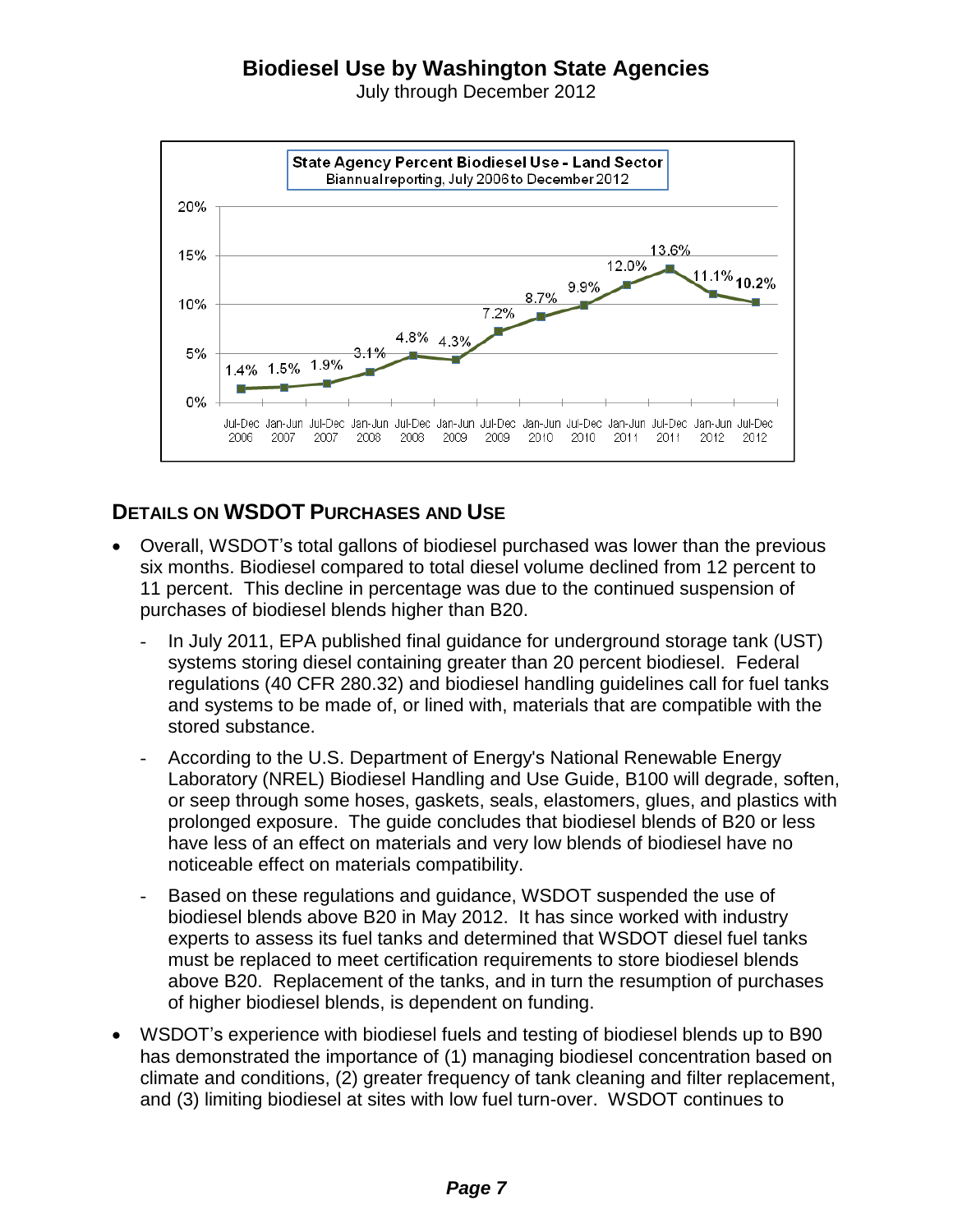# Biodiesel Use by Washington State Agencies

July through December 2012

## DETAILS ON WSDOT PURCHASES AND USE

- Overall, WSDOT's total gallons of biodiesel purchased was lower than the previous six months. Biodiesel compared to total diesel volume declined from 12 percent to 11 percent. This decline in percentage was due to the continued suspension of purchases of biodiesel blends higher than B20.
  - In July 2011, EPA published final guidance for underground storage tank (UST) systems storing diesel containing greater than 20 percent biodiesel. Federal regulations (40 CFR 280.32) and biodiesel handling guidelines call for fuel tanks and systems to be made of, or lined with, materials that are compatible with the stored substance.
  - According to the U.S. Department of Energy's National Renewable Energy Laboratory (NREL) Biodiesel Handling and Use Guide, B100 will degrade, soften, or seep through some hoses, gaskets, seals, elastomers, glues, and plastics with prolonged exposure. The guide concludes that biodiesel blends of B20 or less have less of an effect on materials and very low blends of biodiesel have no noticeable effect on materials compatibility.
  - Based on these regulations and guidance, WSDOT suspended the use of biodiesel blends above B20 in May 2012. It has since worked with industry experts to assess its fuel tanks and determined that WSDOT diesel fuel tanks must be replaced to meet certification requirements to store biodiesel blends above B20. Replacement of the tanks, and in turn the resumption of purchases of higher biodiesel blends, is dependent on funding.
- WSDOT's experience with biodiesel fuels and testing of biodiesel blends up to B90 has demonstrated the importance of (1) managing biodiesel concentration based on climate and conditions, (2) greater frequency of tank cleaning and filter replacement, and (3) limiting biodiesel at sites with low fuel turn-over. WSDOT continues to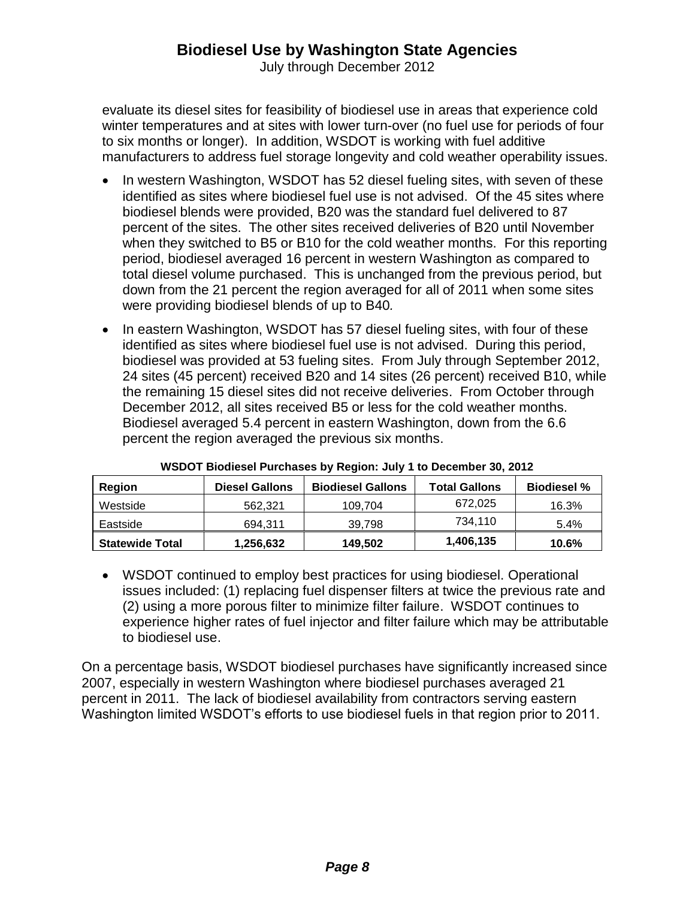evaluate its diesel sites for feasibility of biodiesel use in areas that experience cold winter temperatures and at sites with lower turn-over (no fuel use for periods of four to six months or longer). In addition, WSDOT is working with fuel additive manufacturers to address fuel storage longevity and cold weather operability issues.

- In western Washington, WSDOT has 52 diesel fueling sites, with seven of these identified as sites where biodiesel fuel use is not advised. Of the 45 sites where biodiesel blends were provided, B20 was the standard fuel delivered to 87 percent of the sites. The other sites received deliveries of B20 until November when they switched to B5 or B10 for the cold weather months. For this reporting period, biodiesel averaged 16 percent in western Washington as compared to total diesel volume purchased. This is unchanged from the previous period, but down from the 21 percent the region averaged for all of 2011 when some sites were providing biodiesel blends of up to B40.
- In eastern Washington, WSDOT has 57 diesel fueling sites, with four of these identified as sites where biodiesel fuel use is not advised. During this period, biodiesel was provided at 53 fueling sites. From July through September 2012, 24 sites (45 percent) received B20 and 14 sites (26 percent) received B10, while the remaining 15 diesel sites did not receive deliveries. From October through December 2012, all sites received B5 or less for the cold weather months. Biodiesel averaged 5.4 percent in eastern Washington, down from the 6.6 percent the region averaged the previous six months.

**WSDOT Biodiesel Purchases by Region: July 1 to December 30, 2012**

| Region | Diesel Gallons | Biodiesel Gallons | Total Gallons | Biodiesel % |
|---|---|---|---|---|
| Westside | 562,321 | 109,704 | 672,025 | 16.3% |
| Eastside | 694,311 | 39,798 | 734,110 | 5.4% |
| **Statewide Total** | **1,256,632** | **149,502** | **1,406,135** | **10.6%** |

- WSDOT continued to employ best practices for using biodiesel. Operational issues included: (1) replacing fuel dispenser filters at twice the previous rate and (2) using a more porous filter to minimize filter failure. WSDOT continues to experience higher rates of fuel injector and filter failure which may be attributable to biodiesel use.

On a percentage basis, WSDOT biodiesel purchases have significantly increased since 2007, especially in western Washington where biodiesel purchases averaged 21 percent in 2011. The lack of biodiesel availability from contractors serving eastern Washington limited WSDOT's efforts to use biodiesel fuels in that region prior to 2011.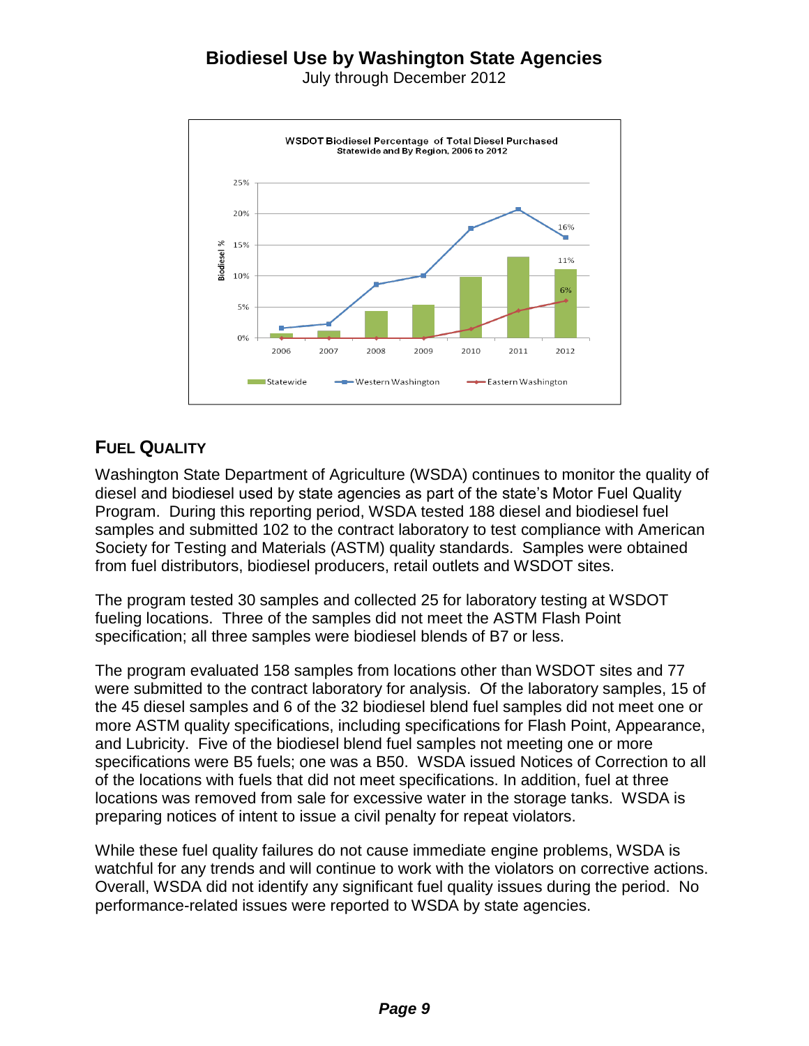## Biodiesel Use by Washington State Agencies

July through December 2012

**WSDOT Biodiesel Percentage of Total Diesel Purchased**
Statewide and By Region, 2006 to 2012

## FUEL QUALITY

Washington State Department of Agriculture (WSDA) continues to monitor the quality of diesel and biodiesel used by state agencies as part of the state's Motor Fuel Quality Program. During this reporting period, WSDA tested 188 diesel and biodiesel fuel samples and submitted 102 to the contract laboratory to test compliance with American Society for Testing and Materials (ASTM) quality standards. Samples were obtained from fuel distributors, biodiesel producers, retail outlets and WSDOT sites.

The program tested 30 samples and collected 25 for laboratory testing at WSDOT fueling locations. Three of the samples did not meet the ASTM Flash Point specification; all three samples were biodiesel blends of B7 or less.

The program evaluated 158 samples from locations other than WSDOT sites and 77 were submitted to the contract laboratory for analysis. Of the laboratory samples, 15 of the 45 diesel samples and 6 of the 32 biodiesel blend fuel samples did not meet one or more ASTM quality specifications, including specifications for Flash Point, Appearance, and Lubricity. Five of the biodiesel blend fuel samples not meeting one or more specifications were B5 fuels; one was a B50. WSDA issued Notices of Correction to all of the locations with fuels that did not meet specifications. In addition, fuel at three locations was removed from sale for excessive water in the storage tanks. WSDA is preparing notices of intent to issue a civil penalty for repeat violators.

While these fuel quality failures do not cause immediate engine problems, WSDA is watchful for any trends and will continue to work with the violators on corrective actions. Overall, WSDA did not identify any significant fuel quality issues during the period. No performance-related issues were reported to WSDA by state agencies.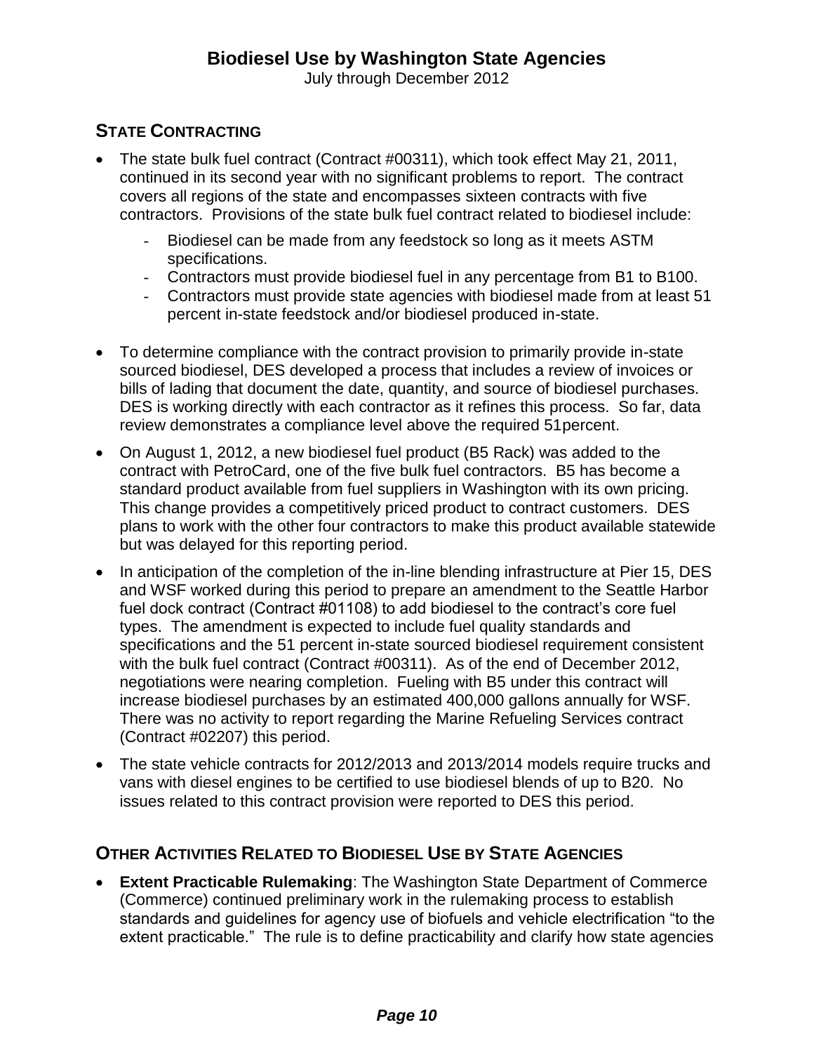## State Contracting

- The state bulk fuel contract (Contract #00311), which took effect May 21, 2011, continued in its second year with no significant problems to report. The contract covers all regions of the state and encompasses sixteen contracts with five contractors. Provisions of the state bulk fuel contract related to biodiesel include:
  - Biodiesel can be made from any feedstock so long as it meets ASTM specifications.
  - Contractors must provide biodiesel fuel in any percentage from B1 to B100.
  - Contractors must provide state agencies with biodiesel made from at least 51 percent in-state feedstock and/or biodiesel produced in-state.
- To determine compliance with the contract provision to primarily provide in-state sourced biodiesel, DES developed a process that includes a review of invoices or bills of lading that document the date, quantity, and source of biodiesel purchases. DES is working directly with each contractor as it refines this process. So far, data review demonstrates a compliance level above the required 51percent.
- On August 1, 2012, a new biodiesel fuel product (B5 Rack) was added to the contract with PetroCard, one of the five bulk fuel contractors. B5 has become a standard product available from fuel suppliers in Washington with its own pricing. This change provides a competitively priced product to contract customers. DES plans to work with the other four contractors to make this product available statewide but was delayed for this reporting period.
- In anticipation of the completion of the in-line blending infrastructure at Pier 15, DES and WSF worked during this period to prepare an amendment to the Seattle Harbor fuel dock contract (Contract #01108) to add biodiesel to the contract's core fuel types. The amendment is expected to include fuel quality standards and specifications and the 51 percent in-state sourced biodiesel requirement consistent with the bulk fuel contract (Contract #00311). As of the end of December 2012, negotiations were nearing completion. Fueling with B5 under this contract will increase biodiesel purchases by an estimated 400,000 gallons annually for WSF. There was no activity to report regarding the Marine Refueling Services contract (Contract #02207) this period.
- The state vehicle contracts for 2012/2013 and 2013/2014 models require trucks and vans with diesel engines to be certified to use biodiesel blends of up to B20. No issues related to this contract provision were reported to DES this period.

## Other Activities Related to Biodiesel Use by State Agencies

- **Extent Practicable Rulemaking**: The Washington State Department of Commerce (Commerce) continued preliminary work in the rulemaking process to establish standards and guidelines for agency use of biofuels and vehicle electrification "to the extent practicable." The rule is to define practicability and clarify how state agencies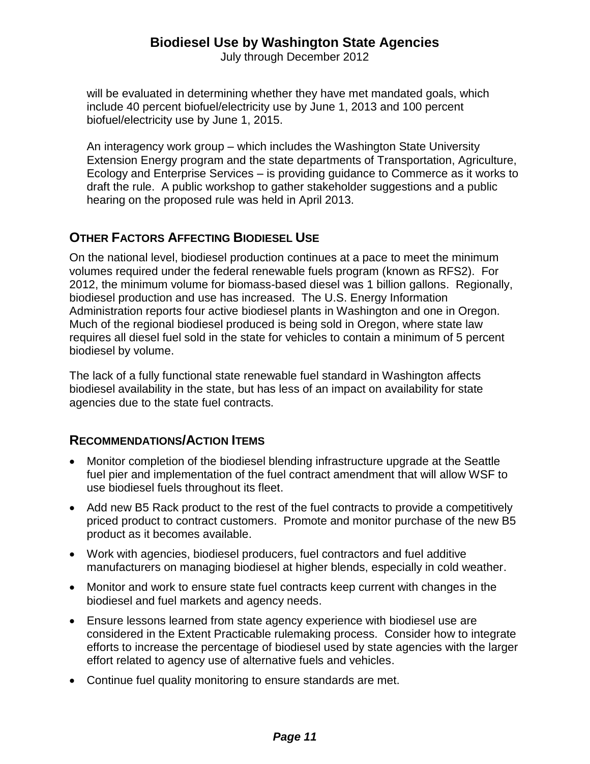will be evaluated in determining whether they have met mandated goals, which include 40 percent biofuel/electricity use by June 1, 2013 and 100 percent biofuel/electricity use by June 1, 2015.

An interagency work group – which includes the Washington State University Extension Energy program and the state departments of Transportation, Agriculture, Ecology and Enterprise Services – is providing guidance to Commerce as it works to draft the rule. A public workshop to gather stakeholder suggestions and a public hearing on the proposed rule was held in April 2013.

## OTHER FACTORS AFFECTING BIODIESEL USE

On the national level, biodiesel production continues at a pace to meet the minimum volumes required under the federal renewable fuels program (known as RFS2). For 2012, the minimum volume for biomass-based diesel was 1 billion gallons. Regionally, biodiesel production and use has increased. The U.S. Energy Information Administration reports four active biodiesel plants in Washington and one in Oregon. Much of the regional biodiesel produced is being sold in Oregon, where state law requires all diesel fuel sold in the state for vehicles to contain a minimum of 5 percent biodiesel by volume.

The lack of a fully functional state renewable fuel standard in Washington affects biodiesel availability in the state, but has less of an impact on availability for state agencies due to the state fuel contracts.

## RECOMMENDATIONS/ACTION ITEMS

- Monitor completion of the biodiesel blending infrastructure upgrade at the Seattle fuel pier and implementation of the fuel contract amendment that will allow WSF to use biodiesel fuels throughout its fleet.
- Add new B5 Rack product to the rest of the fuel contracts to provide a competitively priced product to contract customers. Promote and monitor purchase of the new B5 product as it becomes available.
- Work with agencies, biodiesel producers, fuel contractors and fuel additive manufacturers on managing biodiesel at higher blends, especially in cold weather.
- Monitor and work to ensure state fuel contracts keep current with changes in the biodiesel and fuel markets and agency needs.
- Ensure lessons learned from state agency experience with biodiesel use are considered in the Extent Practicable rulemaking process. Consider how to integrate efforts to increase the percentage of biodiesel used by state agencies with the larger effort related to agency use of alternative fuels and vehicles.
- Continue fuel quality monitoring to ensure standards are met.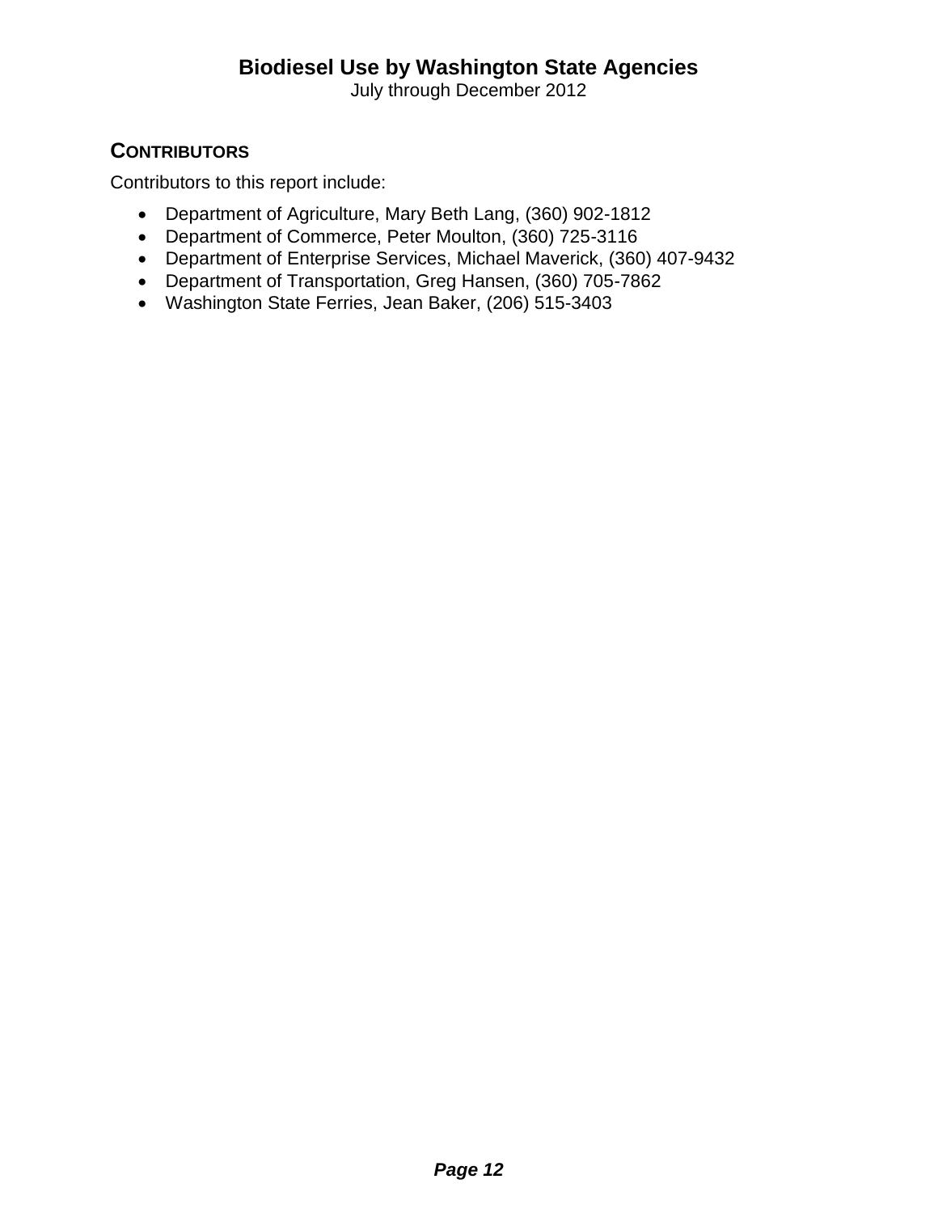## CONTRIBUTORS

Contributors to this report include:

- Department of Agriculture, Mary Beth Lang, (360) 902-1812
- Department of Commerce, Peter Moulton, (360) 725-3116
- Department of Enterprise Services, Michael Maverick, (360) 407-9432
- Department of Transportation, Greg Hansen, (360) 705-7862
- Washington State Ferries, Jean Baker, (206) 515-3403